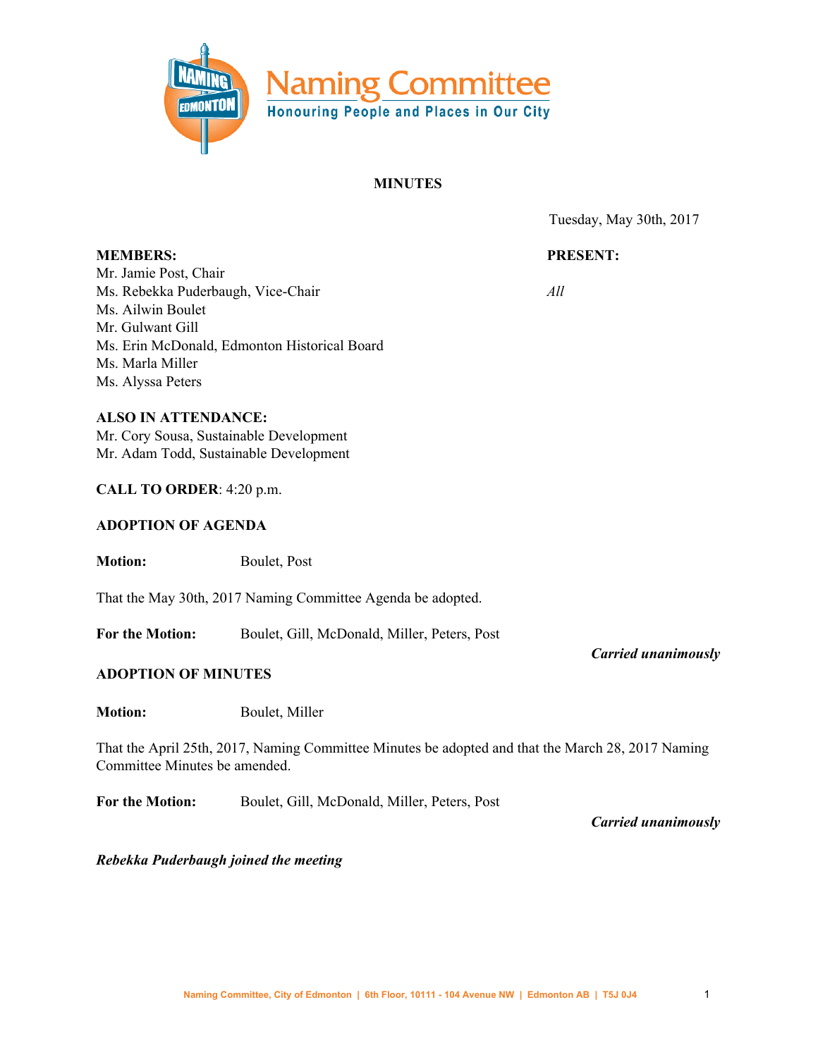# Naming Committee

Honouring People and Places in Our City

## MINUTES

Tuesday, May 30th, 2017

| **MEMBERS:** | **PRESENT:** |
|---|---|
| Mr. Jamie Post, Chair | |
| Ms. Rebekka Puderbaugh, Vice-Chair | *All* |
| Ms. Ailwin Boulet | |
| Mr. Gulwant Gill | |
| Ms. Erin McDonald, Edmonton Historical Board | |
| Ms. Marla Miller | |
| Ms. Alyssa Peters | |

**ALSO IN ATTENDANCE:**
Mr. Cory Sousa, Sustainable Development
Mr. Adam Todd, Sustainable Development

**CALL TO ORDER**: 4:20 p.m.

**ADOPTION OF AGENDA**

**Motion:** Boulet, Post

That the May 30th, 2017 Naming Committee Agenda be adopted.

**For the Motion:** Boulet, Gill, McDonald, Miller, Peters, Post

***Carried unanimously***

**ADOPTION OF MINUTES**

**Motion:** Boulet, Miller

That the April 25th, 2017, Naming Committee Minutes be adopted and that the March 28, 2017 Naming Committee Minutes be amended.

**For the Motion:** Boulet, Gill, McDonald, Miller, Peters, Post

***Carried unanimously***

***Rebekka Puderbaugh joined the meeting***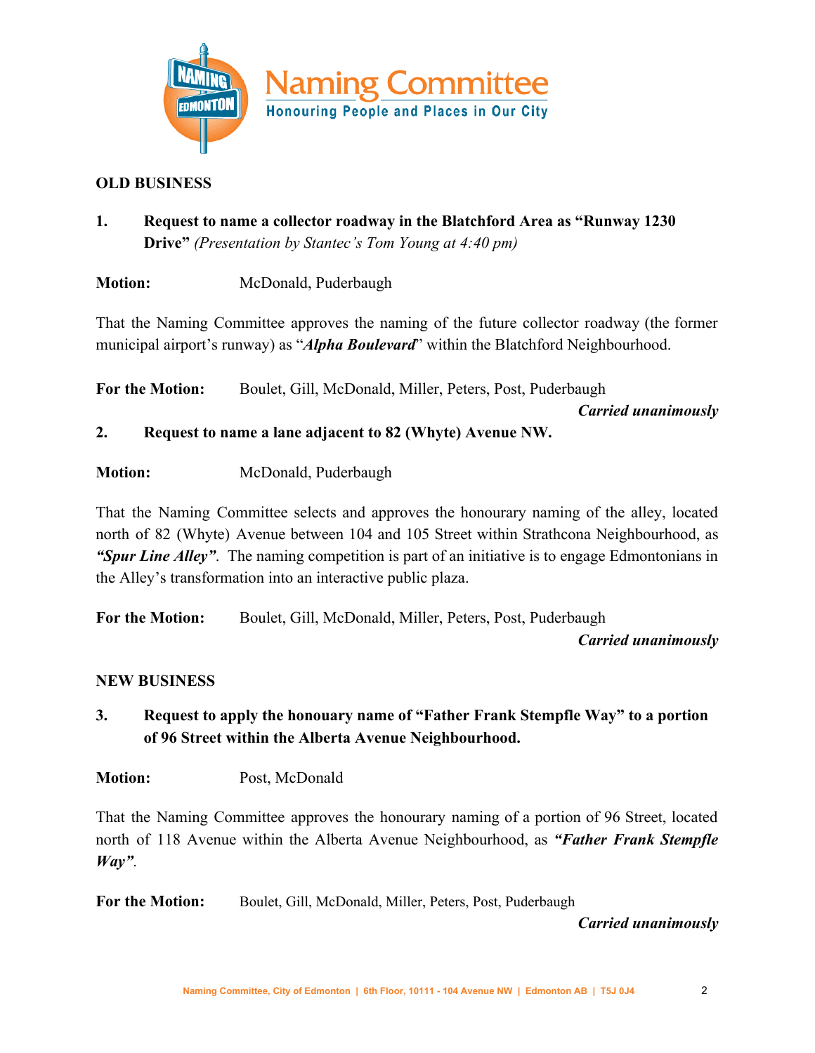## OLD BUSINESS

**1. Request to name a collector roadway in the Blatchford Area as "Runway 1230 Drive"** *(Presentation by Stantec's Tom Young at 4:40 pm)*

**Motion:** McDonald, Puderbaugh

That the Naming Committee approves the naming of the future collector roadway (the former municipal airport's runway) as "***Alpha Boulevard***" within the Blatchford Neighbourhood.

**For the Motion:** Boulet, Gill, McDonald, Miller, Peters, Post, Puderbaugh

***Carried unanimously***

**2. Request to name a lane adjacent to 82 (Whyte) Avenue NW.**

**Motion:** McDonald, Puderbaugh

That the Naming Committee selects and approves the honourary naming of the alley, located north of 82 (Whyte) Avenue between 104 and 105 Street within Strathcona Neighbourhood, as ***"Spur Line Alley"***. The naming competition is part of an initiative is to engage Edmontonians in the Alley's transformation into an interactive public plaza.

**For the Motion:** Boulet, Gill, McDonald, Miller, Peters, Post, Puderbaugh

***Carried unanimously***

## NEW BUSINESS

**3. Request to apply the honouary name of "Father Frank Stempfle Way" to a portion of 96 Street within the Alberta Avenue Neighbourhood.**

**Motion:** Post, McDonald

That the Naming Committee approves the honourary naming of a portion of 96 Street, located north of 118 Avenue within the Alberta Avenue Neighbourhood, as ***"Father Frank Stempfle Way"***.

**For the Motion:** Boulet, Gill, McDonald, Miller, Peters, Post, Puderbaugh

***Carried unanimously***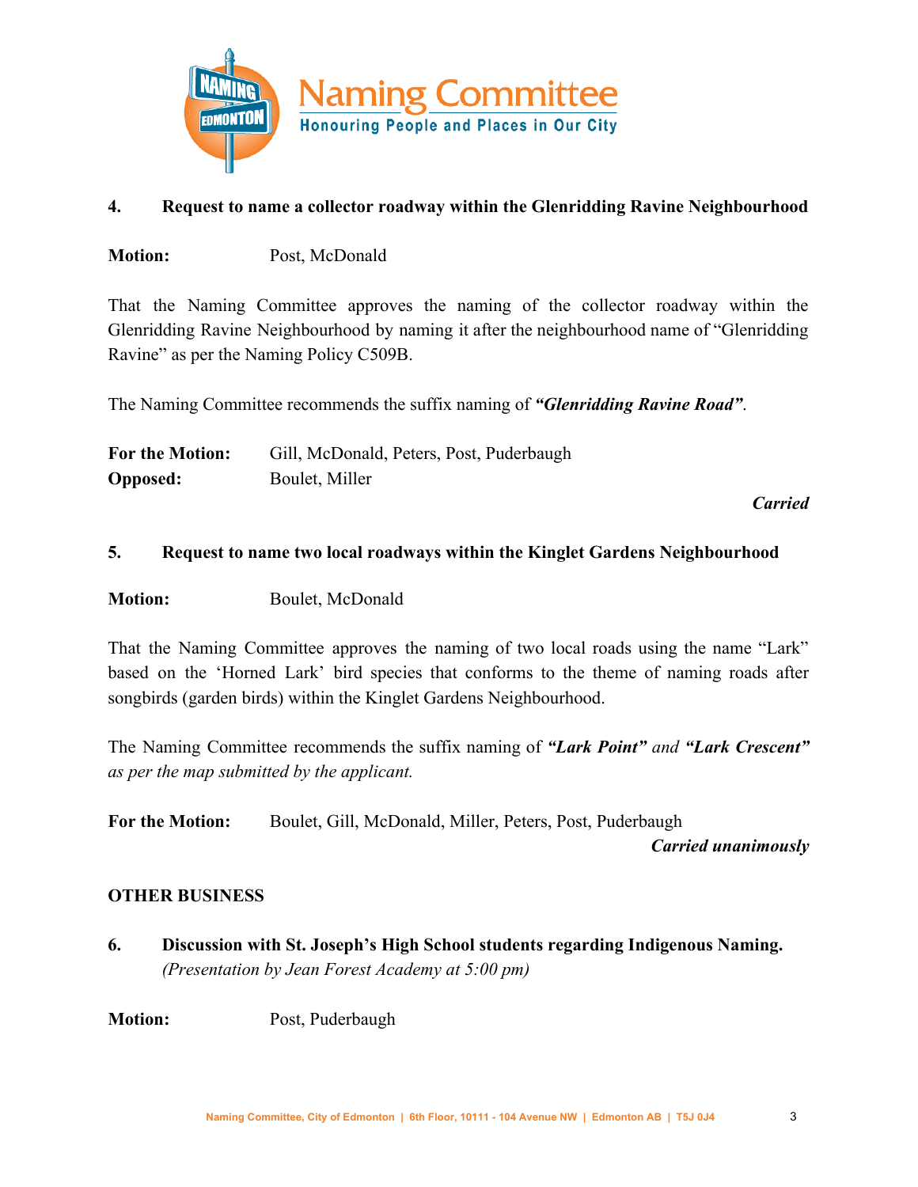**4. Request to name a collector roadway within the Glenridding Ravine Neighbourhood**

**Motion:** Post, McDonald

That the Naming Committee approves the naming of the collector roadway within the Glenridding Ravine Neighbourhood by naming it after the neighbourhood name of "Glenridding Ravine" as per the Naming Policy C509B.

The Naming Committee recommends the suffix naming of ***"Glenridding Ravine Road"***.

**For the Motion:** Gill, McDonald, Peters, Post, Puderbaugh
**Opposed:** Boulet, Miller

***Carried***

**5. Request to name two local roadways within the Kinglet Gardens Neighbourhood**

**Motion:** Boulet, McDonald

That the Naming Committee approves the naming of two local roads using the name "Lark" based on the 'Horned Lark' bird species that conforms to the theme of naming roads after songbirds (garden birds) within the Kinglet Gardens Neighbourhood.

The Naming Committee recommends the suffix naming of ***"Lark Point"*** *and* ***"Lark Crescent"*** *as per the map submitted by the applicant.*

**For the Motion:** Boulet, Gill, McDonald, Miller, Peters, Post, Puderbaugh

***Carried unanimously***

**OTHER BUSINESS**

**6. Discussion with St. Joseph's High School students regarding Indigenous Naming.**
*(Presentation by Jean Forest Academy at 5:00 pm)*

**Motion:** Post, Puderbaugh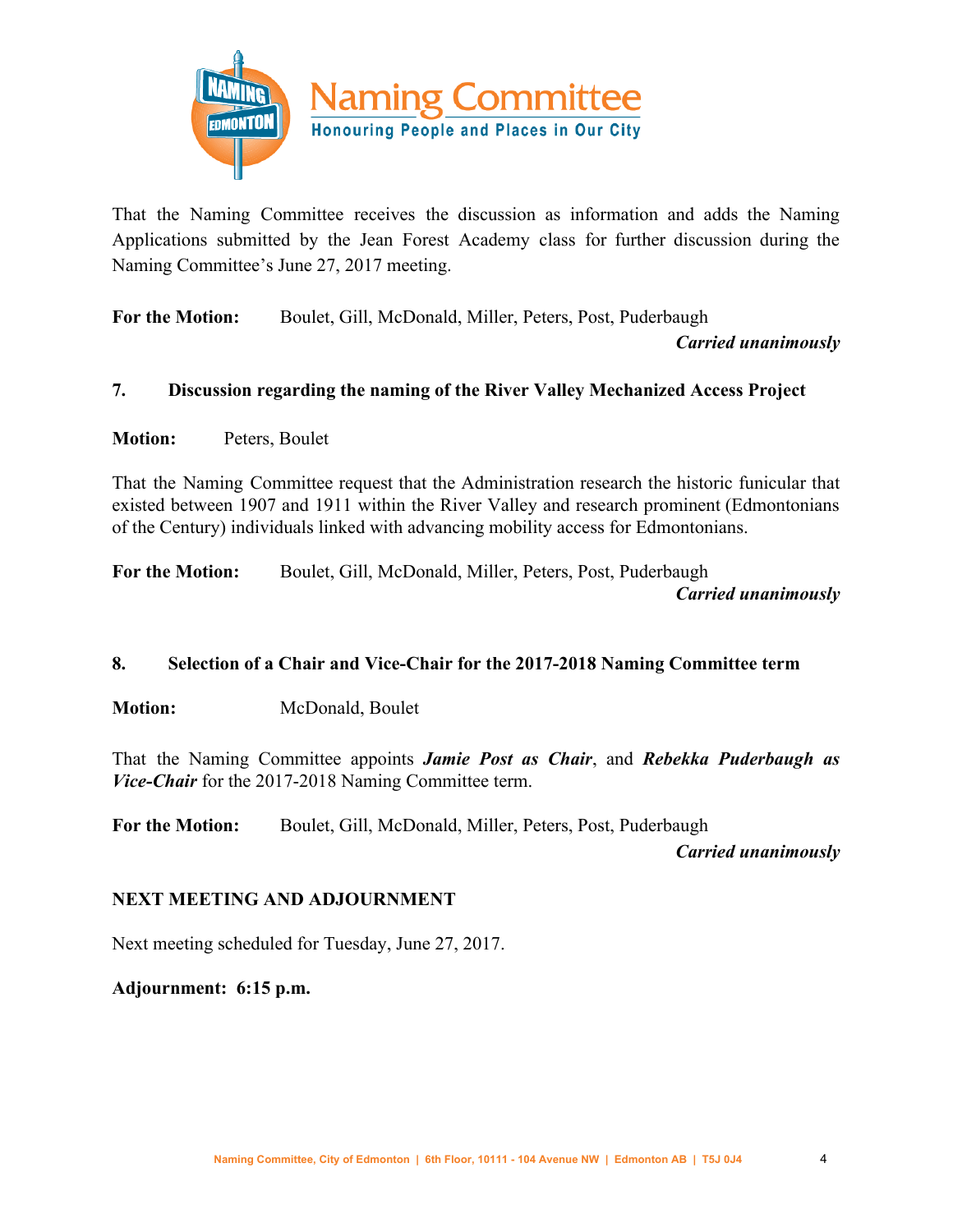That the Naming Committee receives the discussion as information and adds the Naming Applications submitted by the Jean Forest Academy class for further discussion during the Naming Committee's June 27, 2017 meeting.

**For the Motion:** Boulet, Gill, McDonald, Miller, Peters, Post, Puderbaugh

***Carried unanimously***

**7. Discussion regarding the naming of the River Valley Mechanized Access Project**

**Motion:** Peters, Boulet

That the Naming Committee request that the Administration research the historic funicular that existed between 1907 and 1911 within the River Valley and research prominent (Edmontonians of the Century) individuals linked with advancing mobility access for Edmontonians.

**For the Motion:** Boulet, Gill, McDonald, Miller, Peters, Post, Puderbaugh

***Carried unanimously***

**8. Selection of a Chair and Vice-Chair for the 2017-2018 Naming Committee term**

**Motion:** McDonald, Boulet

That the Naming Committee appoints ***Jamie Post as Chair***, and ***Rebekka Puderbaugh as Vice-Chair*** for the 2017-2018 Naming Committee term.

**For the Motion:** Boulet, Gill, McDonald, Miller, Peters, Post, Puderbaugh

***Carried unanimously***

**NEXT MEETING AND ADJOURNMENT**

Next meeting scheduled for Tuesday, June 27, 2017.

**Adjournment: 6:15 p.m.**